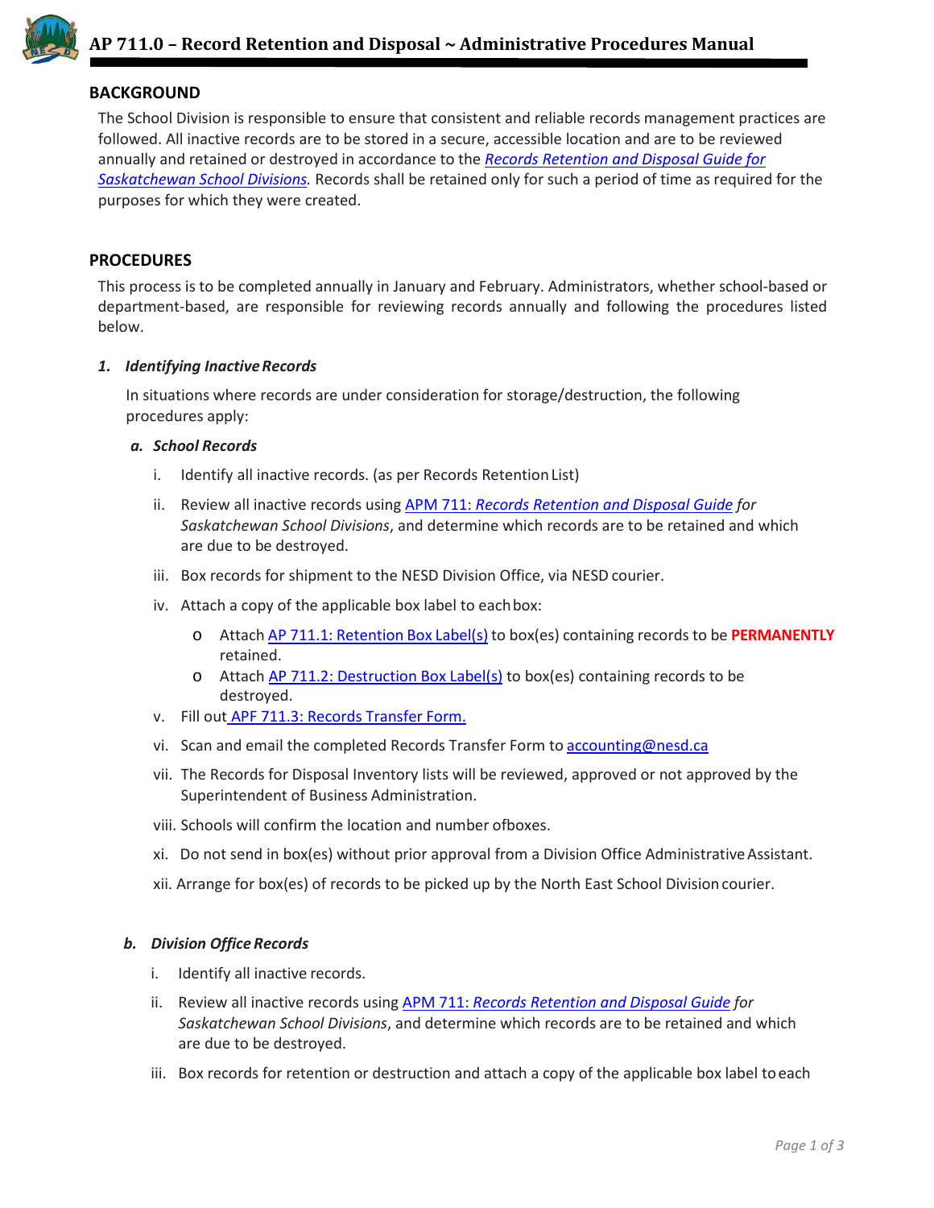# AP 711.0 – Record Retention and Disposal ~ Administrative Procedures Manual

## BACKGROUND

The School Division is responsible to ensure that consistent and reliable records management practices are followed. All inactive records are to be stored in a secure, accessible location and are to be reviewed annually and retained or destroyed in accordance to the *Records Retention and Disposal Guide for Saskatchewan School Divisions*. Records shall be retained only for such a period of time as required for the purposes for which they were created.

## PROCEDURES

This process is to be completed annually in January and February. Administrators, whether school-based or department-based, are responsible for reviewing records annually and following the procedures listed below.

### 1. *Identifying Inactive Records*

In situations where records are under consideration for storage/destruction, the following procedures apply:

#### a. *School Records*

i. Identify all inactive records. (as per Records Retention List)

ii. Review all inactive records using APM 711: *Records Retention and Disposal Guide for Saskatchewan School Divisions*, and determine which records are to be retained and which are due to be destroyed.

iii. Box records for shipment to the NESD Division Office, via NESD courier.

iv. Attach a copy of the applicable box label to each box:

- Attach AP 711.1: Retention Box Label(s) to box(es) containing records to be **PERMANENTLY** retained.
- Attach AP 711.2: Destruction Box Label(s) to box(es) containing records to be destroyed.

v. Fill out APF 711.3: Records Transfer Form.

vi. Scan and email the completed Records Transfer Form to accounting@nesd.ca

vii. The Records for Disposal Inventory lists will be reviewed, approved or not approved by the Superintendent of Business Administration.

viii. Schools will confirm the location and number of boxes.

xi. Do not send in box(es) without prior approval from a Division Office Administrative Assistant.

xii. Arrange for box(es) of records to be picked up by the North East School Division courier.

#### b. *Division Office Records*

i. Identify all inactive records.

ii. Review all inactive records using APM 711: *Records Retention and Disposal Guide for Saskatchewan School Divisions*, and determine which records are to be retained and which are due to be destroyed.

iii. Box records for retention or destruction and attach a copy of the applicable box label to each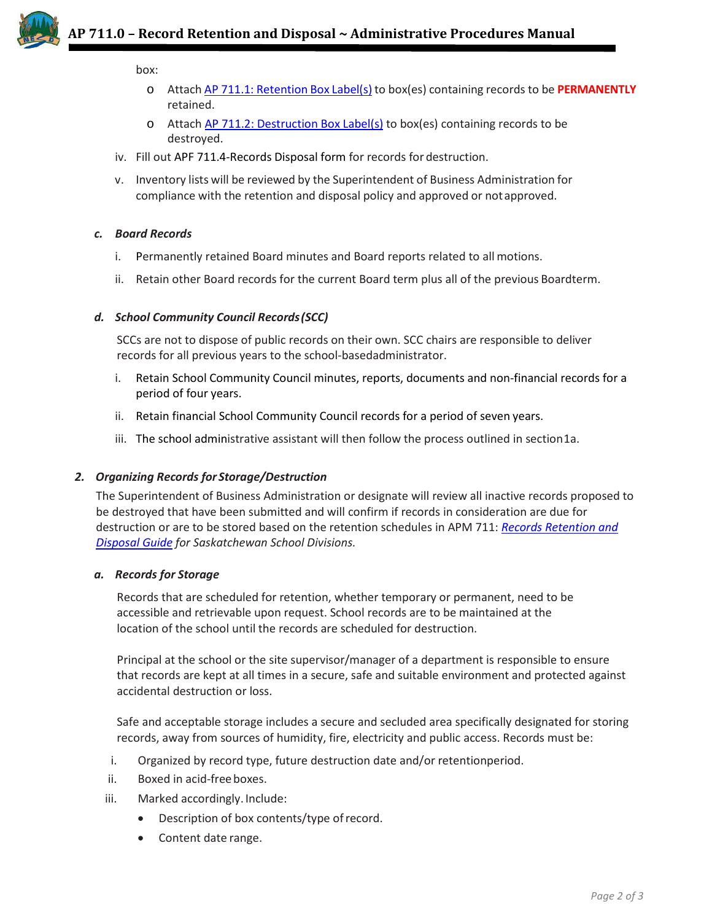box:

- Attach AP 711.1: Retention Box Label(s) to box(es) containing records to be **PERMANENTLY** retained.
- Attach AP 711.2: Destruction Box Label(s) to box(es) containing records to be destroyed.

iv. Fill out APF 711.4-Records Disposal form for records for destruction.

v. Inventory lists will be reviewed by the Superintendent of Business Administration for compliance with the retention and disposal policy and approved or not approved.

***c. Board Records***

i. Permanently retained Board minutes and Board reports related to all motions.

ii. Retain other Board records for the current Board term plus all of the previous Board term.

***d. School Community Council Records (SCC)***

SCCs are not to dispose of public records on their own. SCC chairs are responsible to deliver records for all previous years to the school-based administrator.

i. Retain School Community Council minutes, reports, documents and non-financial records for a period of four years.

ii. Retain financial School Community Council records for a period of seven years.

iii. The school administrative assistant will then follow the process outlined in section 1a.

## ***2. Organizing Records for Storage/Destruction***

The Superintendent of Business Administration or designate will review all inactive records proposed to be destroyed that have been submitted and will confirm if records in consideration are due for destruction or are to be stored based on the retention schedules in APM 711: *Records Retention and Disposal Guide for Saskatchewan School Divisions.*

***a. Records for Storage***

Records that are scheduled for retention, whether temporary or permanent, need to be accessible and retrievable upon request. School records are to be maintained at the location of the school until the records are scheduled for destruction.

Principal at the school or the site supervisor/manager of a department is responsible to ensure that records are kept at all times in a secure, safe and suitable environment and protected against accidental destruction or loss.

Safe and acceptable storage includes a secure and secluded area specifically designated for storing records, away from sources of humidity, fire, electricity and public access. Records must be:

i. Organized by record type, future destruction date and/or retention period.

ii. Boxed in acid-free boxes.

iii. Marked accordingly. Include:

- Description of box contents/type of record.
- Content date range.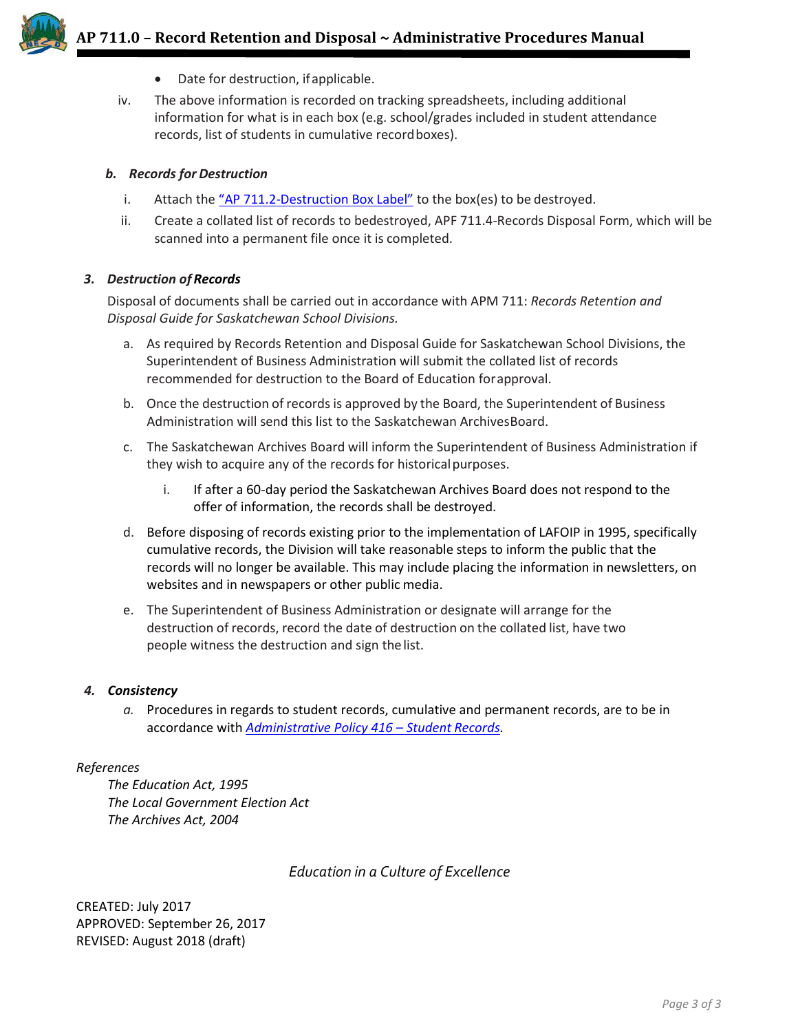- Date for destruction, if applicable.

iv. The above information is recorded on tracking spreadsheets, including additional information for what is in each box (e.g. school/grades included in student attendance records, list of students in cumulative record boxes).

***b. Records for Destruction***

i. Attach the "AP 711.2-Destruction Box Label" to the box(es) to be destroyed.

ii. Create a collated list of records to be destroyed, APF 711.4-Records Disposal Form, which will be scanned into a permanent file once it is completed.

***3. Destruction of Records***

Disposal of documents shall be carried out in accordance with APM 711: *Records Retention and Disposal Guide for Saskatchewan School Divisions.*

a. As required by Records Retention and Disposal Guide for Saskatchewan School Divisions, the Superintendent of Business Administration will submit the collated list of records recommended for destruction to the Board of Education for approval.

b. Once the destruction of records is approved by the Board, the Superintendent of Business Administration will send this list to the Saskatchewan Archives Board.

c. The Saskatchewan Archives Board will inform the Superintendent of Business Administration if they wish to acquire any of the records for historical purposes.

   i. If after a 60-day period the Saskatchewan Archives Board does not respond to the offer of information, the records shall be destroyed.

d. Before disposing of records existing prior to the implementation of LAFOIP in 1995, specifically cumulative records, the Division will take reasonable steps to inform the public that the records will no longer be available. This may include placing the information in newsletters, on websites and in newspapers or other public media.

e. The Superintendent of Business Administration or designate will arrange for the destruction of records, record the date of destruction on the collated list, have two people witness the destruction and sign the list.

***4. Consistency***

*a.* Procedures in regards to student records, cumulative and permanent records, are to be in accordance with *Administrative Policy 416 – Student Records*.

*References*

*The Education Act, 1995*
*The Local Government Election Act*
*The Archives Act, 2004*

*Education in a Culture of Excellence*

CREATED: July 2017
APPROVED: September 26, 2017
REVISED: August 2018 (draft)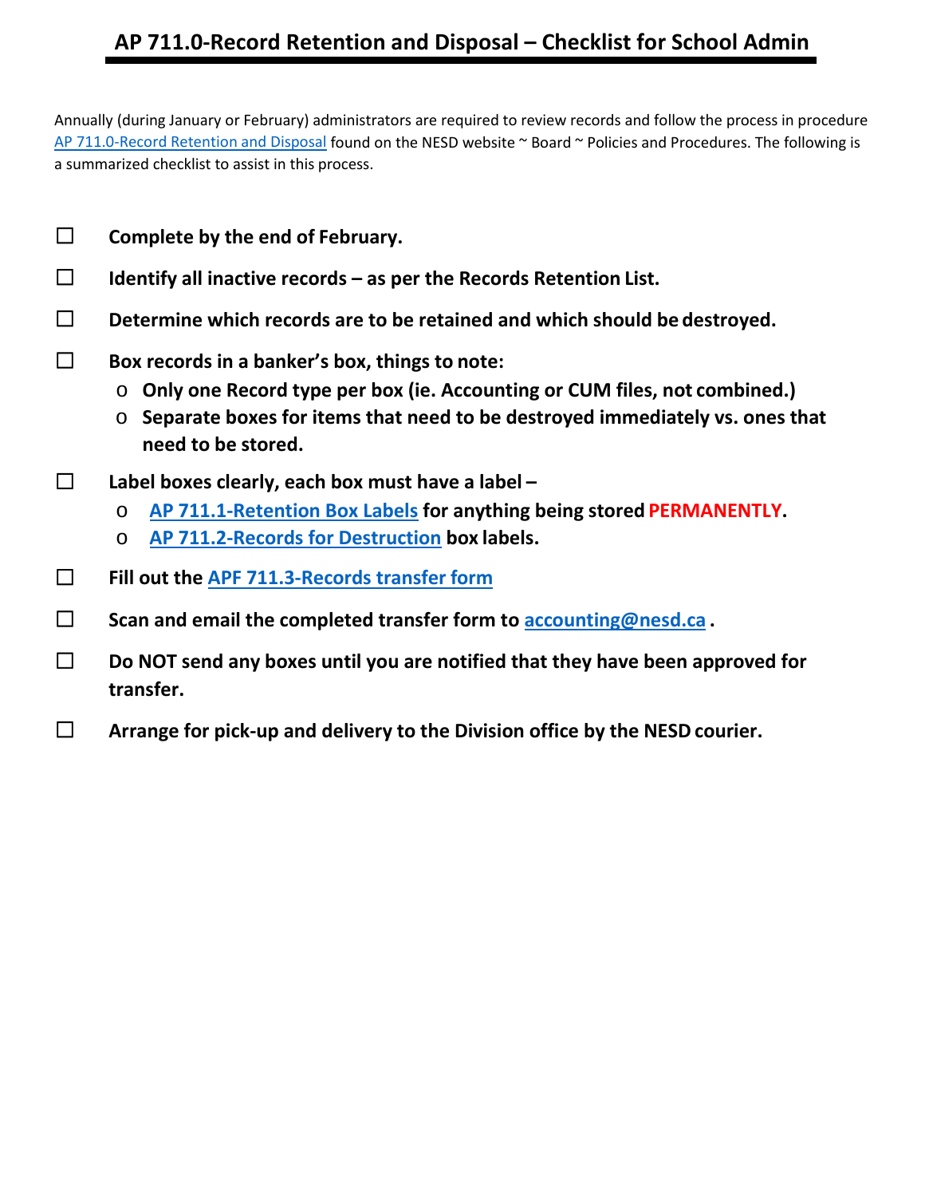# AP 711.0-Record Retention and Disposal – Checklist for School Admin

Annually (during January or February) administrators are required to review records and follow the process in procedure AP 711.0-Record Retention and Disposal found on the NESD website ~ Board ~ Policies and Procedures. The following is a summarized checklist to assist in this process.

- ☐ **Complete by the end of February.**
- ☐ **Identify all inactive records – as per the Records Retention List.**
- ☐ **Determine which records are to be retained and which should be destroyed.**
- ☐ **Box records in a banker's box, things to note:**
  - **Only one Record type per box (ie. Accounting or CUM files, not combined.)**
  - **Separate boxes for items that need to be destroyed immediately vs. ones that need to be stored.**
- ☐ **Label boxes clearly, each box must have a label –**
  - **AP 711.1-Retention Box Labels for anything being stored PERMANENTLY.**
  - **AP 711.2-Records for Destruction box labels.**
- ☐ **Fill out the APF 711.3-Records transfer form**
- ☐ **Scan and email the completed transfer form to accounting@nesd.ca .**
- ☐ **Do NOT send any boxes until you are notified that they have been approved for transfer.**
- ☐ **Arrange for pick-up and delivery to the Division office by the NESD courier.**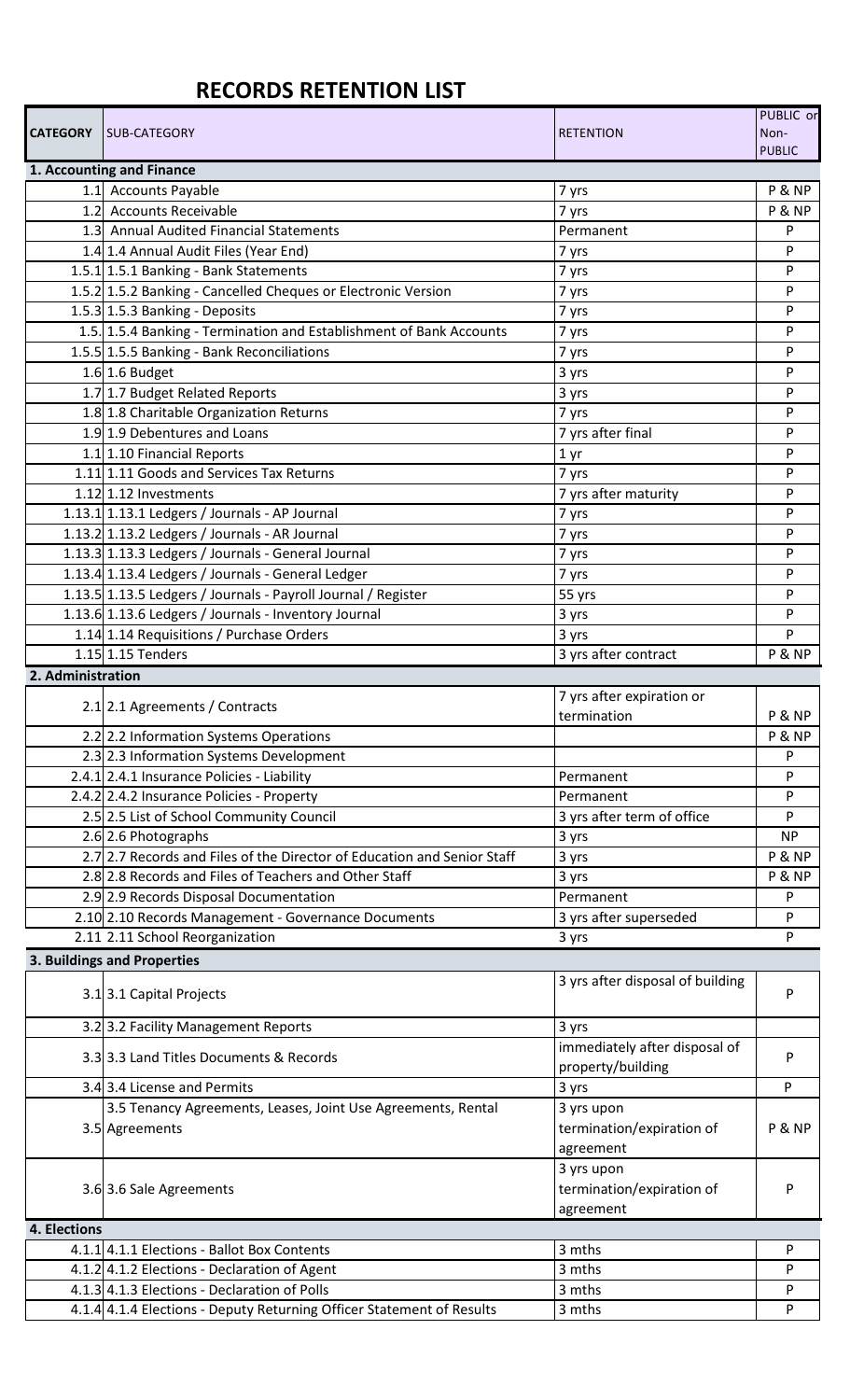# RECORDS RETENTION LIST

| CATEGORY | SUB-CATEGORY | RETENTION | PUBLIC or Non-PUBLIC |
|---|---|---|---|
| **1. Accounting and Finance** | | | |
| 1.1 | Accounts Payable | 7 yrs | P & NP |
| 1.2 | Accounts Receivable | 7 yrs | P & NP |
| 1.3 | Annual Audited Financial Statements | Permanent | P |
| 1.4 | 1.4 Annual Audit Files (Year End) | 7 yrs | P |
| 1.5.1 | 1.5.1 Banking - Bank Statements | 7 yrs | P |
| 1.5.2 | 1.5.2 Banking - Cancelled Cheques or Electronic Version | 7 yrs | P |
| 1.5.3 | 1.5.3 Banking - Deposits | 7 yrs | P |
| 1.5. | 1.5.4 Banking - Termination and Establishment of Bank Accounts | 7 yrs | P |
| 1.5.5 | 1.5.5 Banking - Bank Reconciliations | 7 yrs | P |
| 1.6 | 1.6 Budget | 3 yrs | P |
| 1.7 | 1.7 Budget Related Reports | 3 yrs | P |
| 1.8 | 1.8 Charitable Organization Returns | 7 yrs | P |
| 1.9 | 1.9 Debentures and Loans | 7 yrs after final | P |
| 1.1 | 1.10 Financial Reports | 1 yr | P |
| 1.11 | 1.11 Goods and Services Tax Returns | 7 yrs | P |
| 1.12 | 1.12 Investments | 7 yrs after maturity | P |
| 1.13.1 | 1.13.1 Ledgers / Journals - AP Journal | 7 yrs | P |
| 1.13.2 | 1.13.2 Ledgers / Journals - AR Journal | 7 yrs | P |
| 1.13.3 | 1.13.3 Ledgers / Journals - General Journal | 7 yrs | P |
| 1.13.4 | 1.13.4 Ledgers / Journals - General Ledger | 7 yrs | P |
| 1.13.5 | 1.13.5 Ledgers / Journals - Payroll Journal / Register | 55 yrs | P |
| 1.13.6 | 1.13.6 Ledgers / Journals - Inventory Journal | 3 yrs | P |
| 1.14 | 1.14 Requisitions / Purchase Orders | 3 yrs | P |
| 1.15 | 1.15 Tenders | 3 yrs after contract | P & NP |
| **2. Administration** | | | |
| 2.1 | 2.1 Agreements / Contracts | 7 yrs after expiration or termination | P & NP |
| 2.2 | 2.2 Information Systems Operations | | P & NP |
| 2.3 | 2.3 Information Systems Development | | P |
| 2.4.1 | 2.4.1 Insurance Policies - Liability | Permanent | P |
| 2.4.2 | 2.4.2 Insurance Policies - Property | Permanent | P |
| 2.5 | 2.5 List of School Community Council | 3 yrs after term of office | P |
| 2.6 | 2.6 Photographs | 3 yrs | NP |
| 2.7 | 2.7 Records and Files of the Director of Education and Senior Staff | 3 yrs | P & NP |
| 2.8 | 2.8 Records and Files of Teachers and Other Staff | 3 yrs | P & NP |
| 2.9 | 2.9 Records Disposal Documentation | Permanent | P |
| 2.10 | 2.10 Records Management - Governance Documents | 3 yrs after superseded | P |
| 2.11 | 2.11 School Reorganization | 3 yrs | P |
| **3. Buildings and Properties** | | | |
| 3.1 | 3.1 Capital Projects | 3 yrs after disposal of building | P |
| 3.2 | 3.2 Facility Management Reports | 3 yrs | |
| 3.3 | 3.3 Land Titles Documents & Records | immediately after disposal of property/building | P |
| 3.4 | 3.4 License and Permits | 3 yrs | P |
| 3.5 | 3.5 Tenancy Agreements, Leases, Joint Use Agreements, Rental Agreements | 3 yrs upon termination/expiration of agreement | P & NP |
| 3.6 | 3.6 Sale Agreements | 3 yrs upon termination/expiration of agreement | P |
| **4. Elections** | | | |
| 4.1.1 | 4.1.1 Elections - Ballot Box Contents | 3 mths | P |
| 4.1.2 | 4.1.2 Elections - Declaration of Agent | 3 mths | P |
| 4.1.3 | 4.1.3 Elections - Declaration of Polls | 3 mths | P |
| 4.1.4 | 4.1.4 Elections - Deputy Returning Officer Statement of Results | 3 mths | P |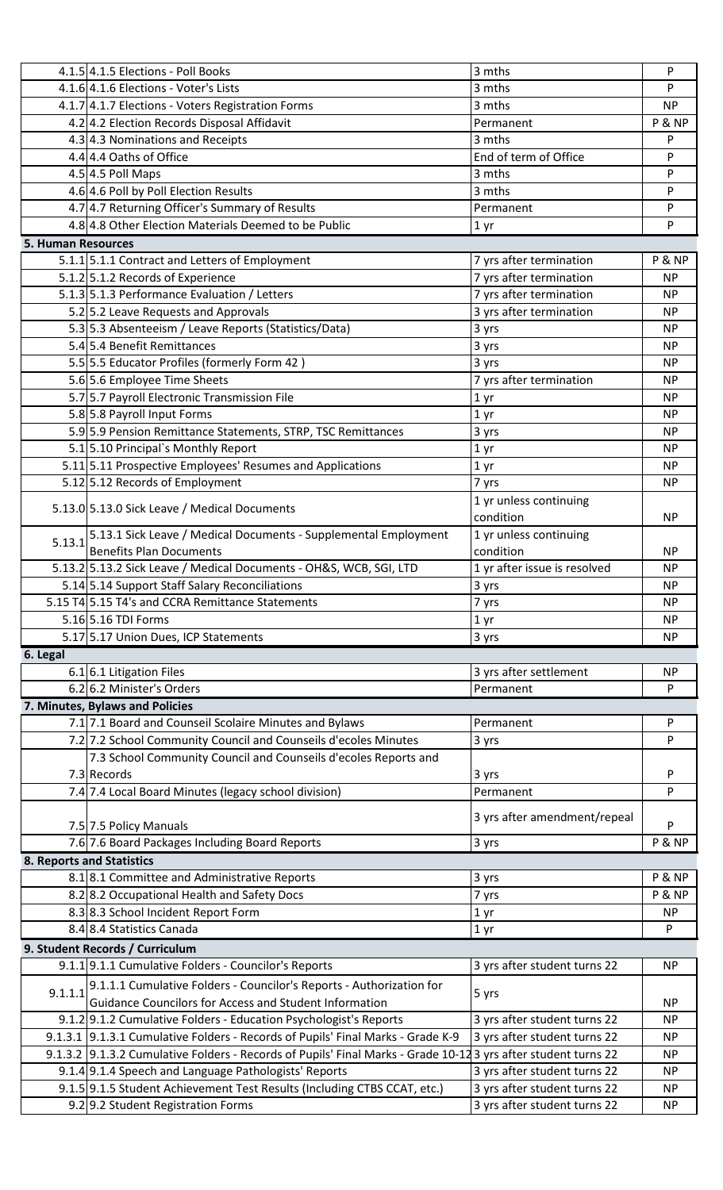| | | | |
|---|---|---|---|
| 4.1.5 | 4.1.5 Elections - Poll Books | 3 mths | P |
| 4.1.6 | 4.1.6 Elections - Voter's Lists | 3 mths | P |
| 4.1.7 | 4.1.7 Elections - Voters Registration Forms | 3 mths | NP |
| 4.2 | 4.2 Election Records Disposal Affidavit | Permanent | P & NP |
| 4.3 | 4.3 Nominations and Receipts | 3 mths | P |
| 4.4 | 4.4 Oaths of Office | End of term of Office | P |
| 4.5 | 4.5 Poll Maps | 3 mths | P |
| 4.6 | 4.6 Poll by Poll Election Results | 3 mths | P |
| 4.7 | 4.7 Returning Officer's Summary of Results | Permanent | P |
| 4.8 | 4.8 Other Election Materials Deemed to be Public | 1 yr | P |
| **5. Human Resources** | | | |
| 5.1.1 | 5.1.1 Contract and Letters of Employment | 7 yrs after termination | P & NP |
| 5.1.2 | 5.1.2 Records of Experience | 7 yrs after termination | NP |
| 5.1.3 | 5.1.3 Performance Evaluation / Letters | 7 yrs after termination | NP |
| 5.2 | 5.2 Leave Requests and Approvals | 3 yrs after termination | NP |
| 5.3 | 5.3 Absenteeism / Leave Reports (Statistics/Data) | 3 yrs | NP |
| 5.4 | 5.4 Benefit Remittances | 3 yrs | NP |
| 5.5 | 5.5 Educator Profiles (formerly Form 42 ) | 3 yrs | NP |
| 5.6 | 5.6 Employee Time Sheets | 7 yrs after termination | NP |
| 5.7 | 5.7 Payroll Electronic Transmission File | 1 yr | NP |
| 5.8 | 5.8 Payroll Input Forms | 1 yr | NP |
| 5.9 | 5.9 Pension Remittance Statements, STRP, TSC Remittances | 3 yrs | NP |
| 5.1 | 5.10 Principal`s Monthly Report | 1 yr | NP |
| 5.11 | 5.11 Prospective Employees' Resumes and Applications | 1 yr | NP |
| 5.12 | 5.12 Records of Employment | 7 yrs | NP |
| 5.13.0 | 5.13.0 Sick Leave / Medical Documents | 1 yr unless continuing condition | NP |
| 5.13.1 | 5.13.1 Sick Leave / Medical Documents - Supplemental Employment Benefits Plan Documents | 1 yr unless continuing condition | NP |
| 5.13.2 | 5.13.2 Sick Leave / Medical Documents - OH&S, WCB, SGI, LTD | 1 yr after issue is resolved | NP |
| 5.14 | 5.14 Support Staff Salary Reconciliations | 3 yrs | NP |
| 5.15 T4 | 5.15 T4's and CCRA Remittance Statements | 7 yrs | NP |
| 5.16 | 5.16 TDI Forms | 1 yr | NP |
| 5.17 | 5.17 Union Dues, ICP Statements | 3 yrs | NP |
| **6. Legal** | | | |
| 6.1 | 6.1 Litigation Files | 3 yrs after settlement | NP |
| 6.2 | 6.2 Minister's Orders | Permanent | P |
| **7. Minutes, Bylaws and Policies** | | | |
| 7.1 | 7.1 Board and Counseil Scolaire Minutes and Bylaws | Permanent | P |
| 7.2 | 7.2 School Community Council and Counseils d'ecoles Minutes | 3 yrs | P |
| 7.3 | 7.3 School Community Council and Counseils d'ecoles Reports and Records | 3 yrs | P |
| 7.4 | 7.4 Local Board Minutes (legacy school division) | Permanent | P |
| 7.5 | 7.5 Policy Manuals | 3 yrs after amendment/repeal | P |
| 7.6 | 7.6 Board Packages Including Board Reports | 3 yrs | P & NP |
| **8. Reports and Statistics** | | | |
| 8.1 | 8.1 Committee and Administrative Reports | 3 yrs | P & NP |
| 8.2 | 8.2 Occupational Health and Safety Docs | 7 yrs | P & NP |
| 8.3 | 8.3 School Incident Report Form | 1 yr | NP |
| 8.4 | 8.4 Statistics Canada | 1 yr | P |
| **9. Student Records / Curriculum** | | | |
| 9.1.1 | 9.1.1 Cumulative Folders - Councilor's Reports | 3 yrs after student turns 22 | NP |
| 9.1.1.1 | 9.1.1.1 Cumulative Folders - Councilor's Reports - Authorization for Guidance Councilors for Access and Student Information | 5 yrs | NP |
| 9.1.2 | 9.1.2 Cumulative Folders - Education Psychologist's Reports | 3 yrs after student turns 22 | NP |
| 9.1.3.1 | 9.1.3.1 Cumulative Folders - Records of Pupils' Final Marks - Grade K-9 | 3 yrs after student turns 22 | NP |
| 9.1.3.2 | 9.1.3.2 Cumulative Folders - Records of Pupils' Final Marks - Grade 10-12 | 3 yrs after student turns 22 | NP |
| 9.1.4 | 9.1.4 Speech and Language Pathologists' Reports | 3 yrs after student turns 22 | NP |
| 9.1.5 | 9.1.5 Student Achievement Test Results (Including CTBS CCAT, etc.) | 3 yrs after student turns 22 | NP |
| 9.2 | 9.2 Student Registration Forms | 3 yrs after student turns 22 | NP |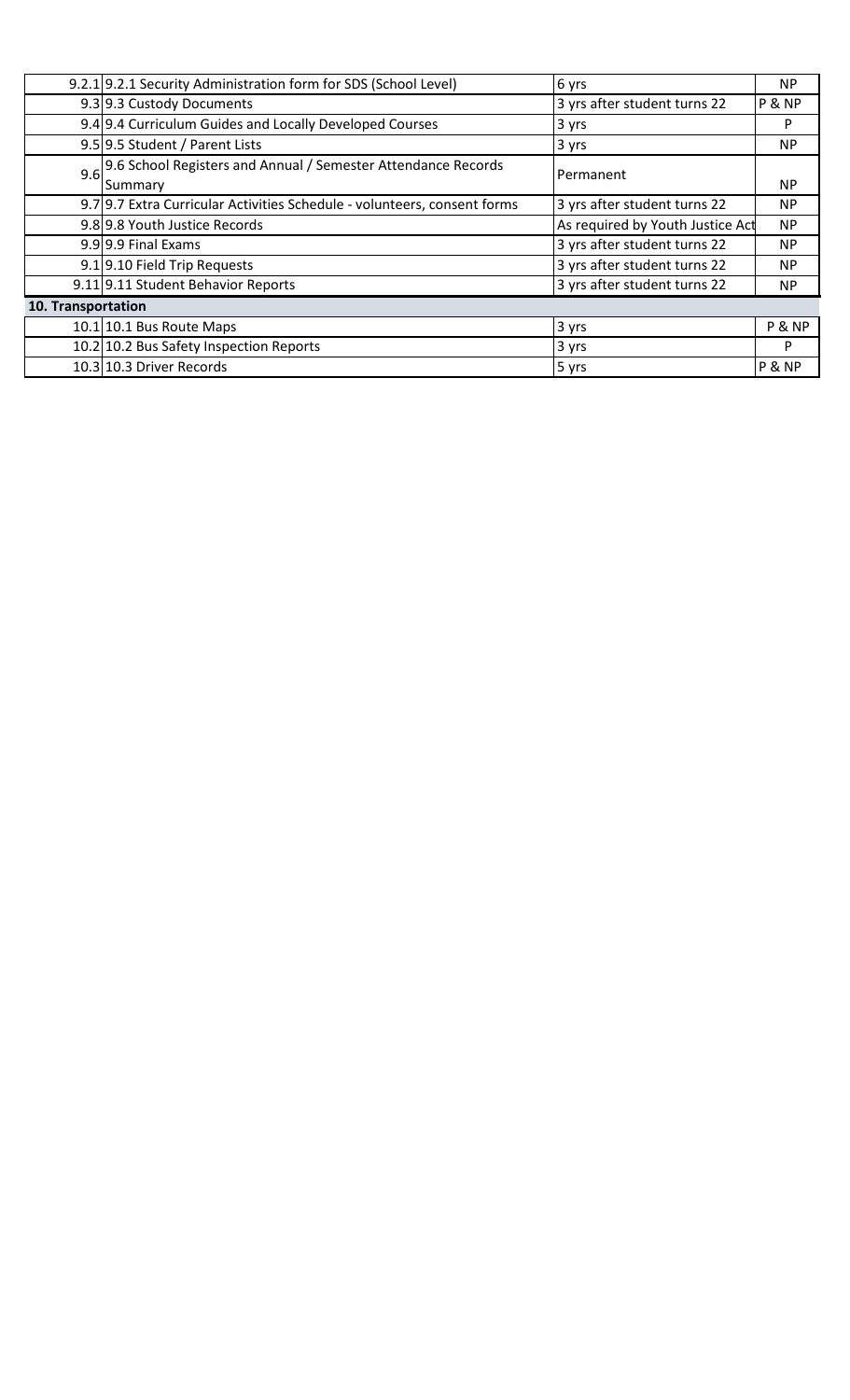| | | | |
|---|---|---|---|
| 9.2.1 | 9.2.1 Security Administration form for SDS (School Level) | 6 yrs | NP |
| 9.3 | 9.3 Custody Documents | 3 yrs after student turns 22 | P & NP |
| 9.4 | 9.4 Curriculum Guides and Locally Developed Courses | 3 yrs | P |
| 9.5 | 9.5 Student / Parent Lists | 3 yrs | NP |
| 9.6 | 9.6 School Registers and Annual / Semester Attendance Records Summary | Permanent | NP |
| 9.7 | 9.7 Extra Curricular Activities Schedule - volunteers, consent forms | 3 yrs after student turns 22 | NP |
| 9.8 | 9.8 Youth Justice Records | As required by Youth Justice Act | NP |
| 9.9 | 9.9 Final Exams | 3 yrs after student turns 22 | NP |
| 9.1 | 9.10 Field Trip Requests | 3 yrs after student turns 22 | NP |
| 9.11 | 9.11 Student Behavior Reports | 3 yrs after student turns 22 | NP |
| **10. Transportation** | | | |
| 10.1 | 10.1 Bus Route Maps | 3 yrs | P & NP |
| 10.2 | 10.2 Bus Safety Inspection Reports | 3 yrs | P |
| 10.3 | 10.3 Driver Records | 5 yrs | P & NP |